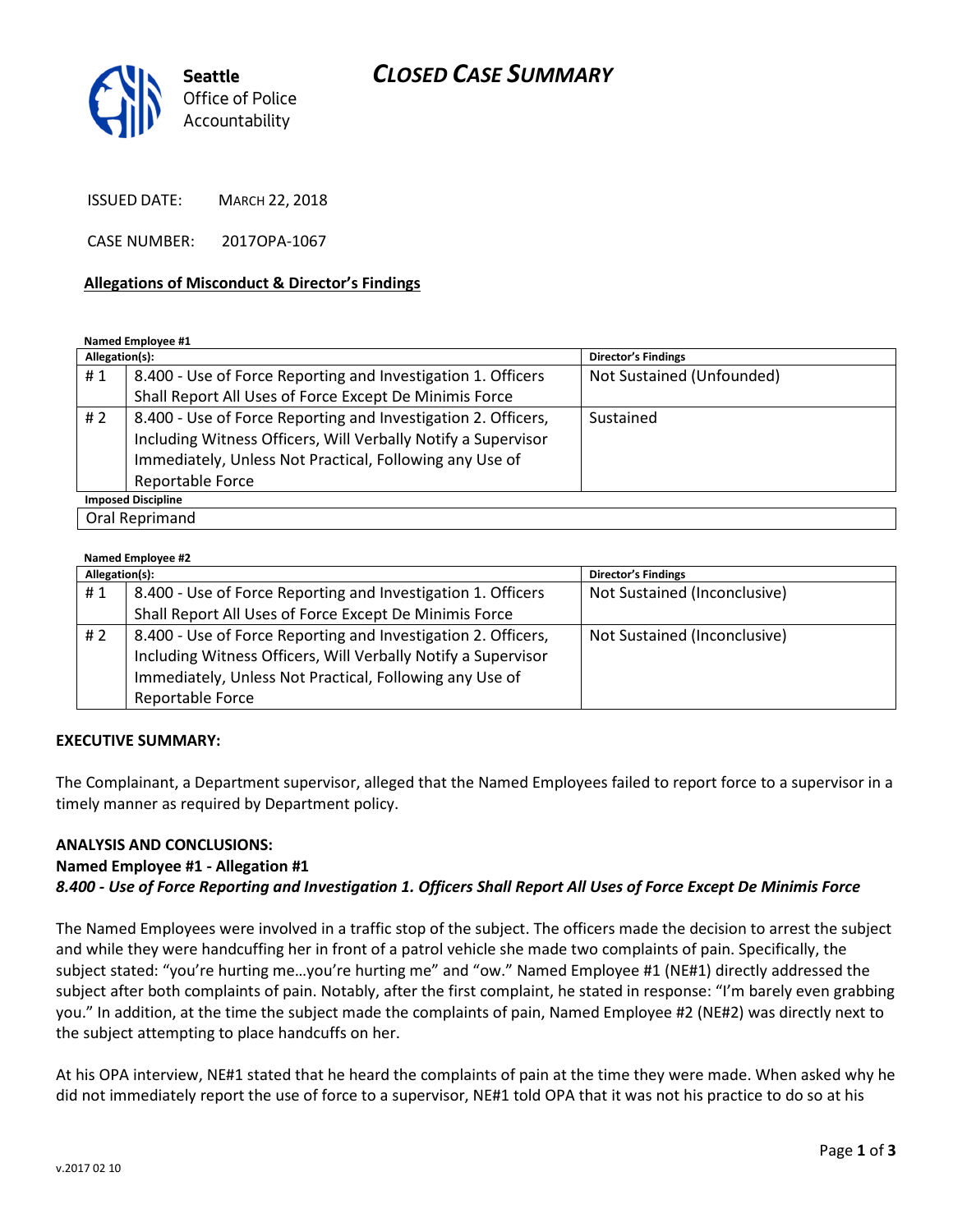**Seattle** Office of Police Accountability

# CLOSED CASE SUMMARY

ISSUED DATE: MARCH 22, 2018

CASE NUMBER: 2017OPA-1067

## Allegations of Misconduct & Director's Findings

**Named Employee #1**

| Allegation(s): | | Director's Findings |
|---|---|---|
| # 1 | 8.400 - Use of Force Reporting and Investigation 1. Officers Shall Report All Uses of Force Except De Minimis Force | Not Sustained (Unfounded) |
| # 2 | 8.400 - Use of Force Reporting and Investigation 2. Officers, Including Witness Officers, Will Verbally Notify a Supervisor Immediately, Unless Not Practical, Following any Use of Reportable Force | Sustained |
| **Imposed Discipline** | | |
| Oral Reprimand | | |

**Named Employee #2**

| Allegation(s): | | Director's Findings |
|---|---|---|
| # 1 | 8.400 - Use of Force Reporting and Investigation 1. Officers Shall Report All Uses of Force Except De Minimis Force | Not Sustained (Inconclusive) |
| # 2 | 8.400 - Use of Force Reporting and Investigation 2. Officers, Including Witness Officers, Will Verbally Notify a Supervisor Immediately, Unless Not Practical, Following any Use of Reportable Force | Not Sustained (Inconclusive) |

**EXECUTIVE SUMMARY:**

The Complainant, a Department supervisor, alleged that the Named Employees failed to report force to a supervisor in a timely manner as required by Department policy.

**ANALYSIS AND CONCLUSIONS:**

**Named Employee #1 - Allegation #1**

***8.400 - Use of Force Reporting and Investigation 1. Officers Shall Report All Uses of Force Except De Minimis Force***

The Named Employees were involved in a traffic stop of the subject. The officers made the decision to arrest the subject and while they were handcuffing her in front of a patrol vehicle she made two complaints of pain. Specifically, the subject stated: "you're hurting me…you're hurting me" and "ow." Named Employee #1 (NE#1) directly addressed the subject after both complaints of pain. Notably, after the first complaint, he stated in response: "I'm barely even grabbing you." In addition, at the time the subject made the complaints of pain, Named Employee #2 (NE#2) was directly next to the subject attempting to place handcuffs on her.

At his OPA interview, NE#1 stated that he heard the complaints of pain at the time they were made. When asked why he did not immediately report the use of force to a supervisor, NE#1 told OPA that it was not his practice to do so at his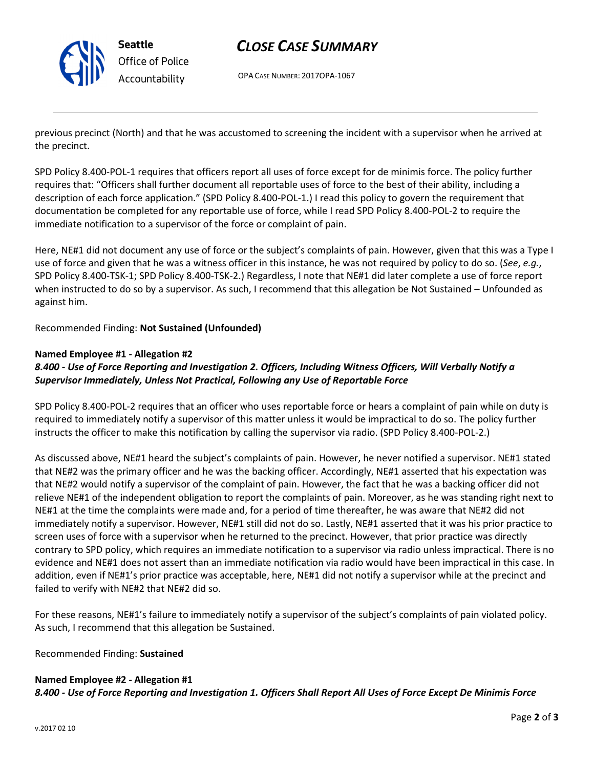previous precinct (North) and that he was accustomed to screening the incident with a supervisor when he arrived at the precinct.

SPD Policy 8.400-POL-1 requires that officers report all uses of force except for de minimis force. The policy further requires that: "Officers shall further document all reportable uses of force to the best of their ability, including a description of each force application." (SPD Policy 8.400-POL-1.) I read this policy to govern the requirement that documentation be completed for any reportable use of force, while I read SPD Policy 8.400-POL-2 to require the immediate notification to a supervisor of the force or complaint of pain.

Here, NE#1 did not document any use of force or the subject's complaints of pain. However, given that this was a Type I use of force and given that he was a witness officer in this instance, he was not required by policy to do so. (*See*, *e.g.*, SPD Policy 8.400-TSK-1; SPD Policy 8.400-TSK-2.) Regardless, I note that NE#1 did later complete a use of force report when instructed to do so by a supervisor. As such, I recommend that this allegation be Not Sustained – Unfounded as against him.

Recommended Finding: **Not Sustained (Unfounded)**

**Named Employee #1 - Allegation #2**
***8.400 - Use of Force Reporting and Investigation 2. Officers, Including Witness Officers, Will Verbally Notify a Supervisor Immediately, Unless Not Practical, Following any Use of Reportable Force***

SPD Policy 8.400-POL-2 requires that an officer who uses reportable force or hears a complaint of pain while on duty is required to immediately notify a supervisor of this matter unless it would be impractical to do so. The policy further instructs the officer to make this notification by calling the supervisor via radio. (SPD Policy 8.400-POL-2.)

As discussed above, NE#1 heard the subject's complaints of pain. However, he never notified a supervisor. NE#1 stated that NE#2 was the primary officer and he was the backing officer. Accordingly, NE#1 asserted that his expectation was that NE#2 would notify a supervisor of the complaint of pain. However, the fact that he was a backing officer did not relieve NE#1 of the independent obligation to report the complaints of pain. Moreover, as he was standing right next to NE#1 at the time the complaints were made and, for a period of time thereafter, he was aware that NE#2 did not immediately notify a supervisor. However, NE#1 still did not do so. Lastly, NE#1 asserted that it was his prior practice to screen uses of force with a supervisor when he returned to the precinct. However, that prior practice was directly contrary to SPD policy, which requires an immediate notification to a supervisor via radio unless impractical. There is no evidence and NE#1 does not assert than an immediate notification via radio would have been impractical in this case. In addition, even if NE#1's prior practice was acceptable, here, NE#1 did not notify a supervisor while at the precinct and failed to verify with NE#2 that NE#2 did so.

For these reasons, NE#1's failure to immediately notify a supervisor of the subject's complaints of pain violated policy. As such, I recommend that this allegation be Sustained.

Recommended Finding: **Sustained**

**Named Employee #2 - Allegation #1**
***8.400 - Use of Force Reporting and Investigation 1. Officers Shall Report All Uses of Force Except De Minimis Force***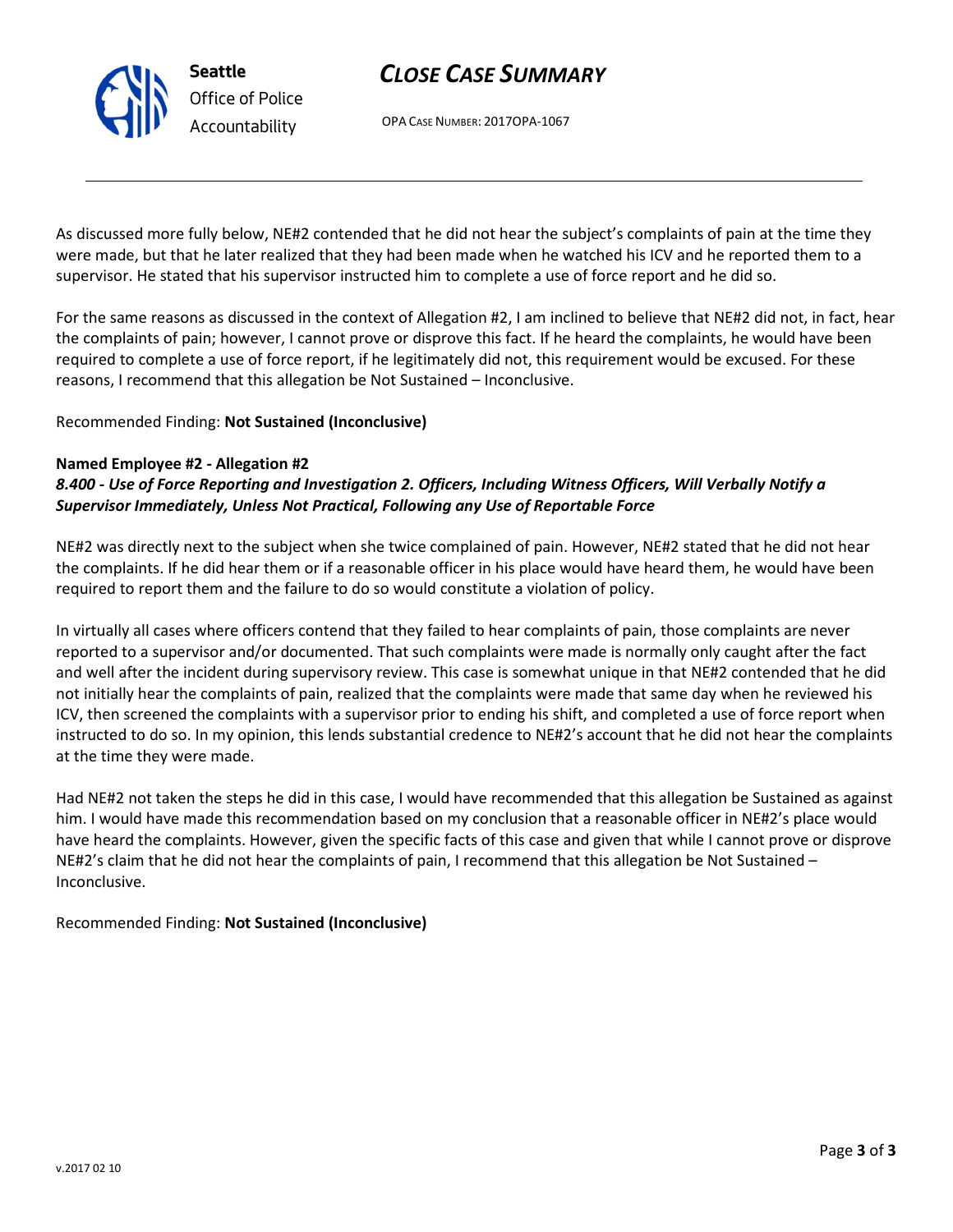As discussed more fully below, NE#2 contended that he did not hear the subject's complaints of pain at the time they were made, but that he later realized that they had been made when he watched his ICV and he reported them to a supervisor. He stated that his supervisor instructed him to complete a use of force report and he did so.

For the same reasons as discussed in the context of Allegation #2, I am inclined to believe that NE#2 did not, in fact, hear the complaints of pain; however, I cannot prove or disprove this fact. If he heard the complaints, he would have been required to complete a use of force report, if he legitimately did not, this requirement would be excused. For these reasons, I recommend that this allegation be Not Sustained – Inconclusive.

Recommended Finding: **Not Sustained (Inconclusive)**

**Named Employee #2 - Allegation #2**

***8.400 - Use of Force Reporting and Investigation 2. Officers, Including Witness Officers, Will Verbally Notify a Supervisor Immediately, Unless Not Practical, Following any Use of Reportable Force***

NE#2 was directly next to the subject when she twice complained of pain. However, NE#2 stated that he did not hear the complaints. If he did hear them or if a reasonable officer in his place would have heard them, he would have been required to report them and the failure to do so would constitute a violation of policy.

In virtually all cases where officers contend that they failed to hear complaints of pain, those complaints are never reported to a supervisor and/or documented. That such complaints were made is normally only caught after the fact and well after the incident during supervisory review. This case is somewhat unique in that NE#2 contended that he did not initially hear the complaints of pain, realized that the complaints were made that same day when he reviewed his ICV, then screened the complaints with a supervisor prior to ending his shift, and completed a use of force report when instructed to do so. In my opinion, this lends substantial credence to NE#2's account that he did not hear the complaints at the time they were made.

Had NE#2 not taken the steps he did in this case, I would have recommended that this allegation be Sustained as against him. I would have made this recommendation based on my conclusion that a reasonable officer in NE#2's place would have heard the complaints. However, given the specific facts of this case and given that while I cannot prove or disprove NE#2's claim that he did not hear the complaints of pain, I recommend that this allegation be Not Sustained – Inconclusive.

Recommended Finding: **Not Sustained (Inconclusive)**